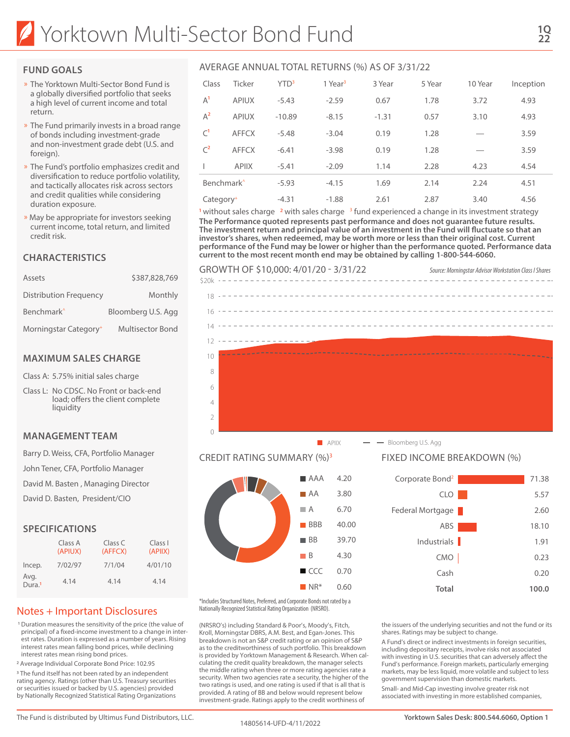# Yorktown Multi-Sector Bond Fund

1Q 22

## FUND GOALS

- The Yorktown Multi-Sector Bond Fund is a globally diversified portfolio that seeks a high level of current income and total return.
- The Fund primarily invests in a broad range of bonds including investment-grade and non-investment grade debt (U.S. and foreign).
- The Fund's portfolio emphasizes credit and diversification to reduce portfolio volatility, and tactically allocates risk across sectors and credit qualities while considering duration exposure.
- May be appropriate for investors seeking current income, total return, and limited credit risk.

## CHARACTERISTICS

| | |
|---|---|
| Assets | $387,828,769 |
| Distribution Frequency | Monthly |
| Benchmark^ | Bloomberg U.S. Agg |
| Morningstar Category+ | Multisector Bond |

## MAXIMUM SALES CHARGE

Class A: 5.75% initial sales charge

Class L: No CDSC. No Front or back-end load; offers the client complete liquidity

## MANAGEMENT TEAM

Barry D. Weiss, CFA, Portfolio Manager

John Tener, CFA, Portfolio Manager

David M. Basten , Managing Director

David D. Basten, President/CIO

## SPECIFICATIONS

| | Class A (APIUX) | Class C (AFFCX) | Class I (APIIX) |
|---|---|---|---|
| Incep. | 7/02/97 | 7/1/04 | 4/01/10 |
| Avg. Dura.[1] | 4.14 | 4.14 | 4.14 |

## AVERAGE ANNUAL TOTAL RETURNS (%) AS OF 3/31/22

| Class | Ticker | YTD[3] | 1 Year[3] | 3 Year | 5 Year | 10 Year | Inception |
|---|---|---|---|---|---|---|---|
| A[1] | APIUX | -5.43 | -2.59 | 0.67 | 1.78 | 3.72 | 4.93 |
| A[2] | APIUX | -10.89 | -8.15 | -1.31 | 0.57 | 3.10 | 4.93 |
| C[1] | AFFCX | -5.48 | -3.04 | 0.19 | 1.28 | — | 3.59 |
| C[2] | AFFCX | -6.41 | -3.98 | 0.19 | 1.28 | — | 3.59 |
| I | APIIX | -5.41 | -2.09 | 1.14 | 2.28 | 4.23 | 4.54 |
| Benchmark^ | | -5.93 | -4.15 | 1.69 | 2.14 | 2.24 | 4.51 |
| Category+ | | -4.31 | -1.88 | 2.61 | 2.87 | 3.40 | 4.56 |

[1] without sales charge [2] with sales charge [3] fund experienced a change in its investment strategy

**The Performance quoted represents past performance and does not guarantee future results. The investment return and principal value of an investment in the Fund will fluctuate so that an investor's shares, when redeemed, may be worth more or less than their original cost. Current performance of the Fund may be lower or higher than the performance quoted. Performance data current to the most recent month end may be obtained by calling 1-800-544-6060.**

## GROWTH OF $10,000: 4/01/20 - 3/31/22

*Source: Morningstar Advisor Workstation Class I Shares*

APIIX — Bloomberg U.S. Agg

## CREDIT RATING SUMMARY (%)[3]

| Rating | % |
|---|---|
| AAA | 4.20 |
| AA | 3.80 |
| A | 6.70 |
| BBB | 40.00 |
| BB | 39.70 |
| B | 4.30 |
| CCC | 0.70 |
| NR* | 0.60 |

*Includes Structured Notes, Preferred, and Corporate Bonds not rated by a Nationally Recognized Statistical Rating Organization (NRSRO).

## FIXED INCOME BREAKDOWN (%)

| Sector | % |
|---|---|
| Corporate Bond[2] | 71.38 |
| CLO | 5.57 |
| Federal Mortgage | 2.60 |
| ABS | 18.10 |
| Industrials | 1.91 |
| CMO | 0.23 |
| Cash | 0.20 |
| **Total** | **100.0** |

## Notes + Important Disclosures

[1] Duration measures the sensitivity of the price (the value of principal) of a fixed-income investment to a change in interest rates. Duration is expressed as a number of years. Rising interest rates mean falling bond prices, while declining interest rates mean rising bond prices.

[2] Average Individual Corporate Bond Price: 102.95

[3] The fund itself has not been rated by an independent rating agency. Ratings (other than U.S. Treasury securities or securities issued or backed by U.S. agencies) provided by Nationally Recognized Statistical Rating Organizations (NRSRO's) including Standard & Poor's, Moody's, Fitch, Kroll, Morningstar DBRS, A.M. Best, and Egan-Jones. This breakdown is not an S&P credit rating or an opinion of S&P as to the creditworthiness of such portfolio. This breakdown is provided by Yorktown Management & Research. When calculating the credit quality breakdown, the manager selects the middle rating when three or more rating agencies rate a security. When two agencies rate a security, the higher of the two ratings is used, and one rating is used if that is all that is provided. A rating of BB and below would represent below investment-grade. Ratings apply to the credit worthiness of the issuers of the underlying securities and not the fund or its shares. Ratings may be subject to change.

A Fund's direct or indirect investments in foreign securities, including depositary receipts, involve risks not associated with investing in U.S. securities that can adversely affect the Fund's performance. Foreign markets, particularly emerging markets, may be less liquid, more volatile and subject to less government supervision than domestic markets.

Small- and Mid-Cap investing involve greater risk not associated with investing in more established companies,

The Fund is distributed by Ultimus Fund Distributors, LLC.

14805614-UFD-4/11/2022

**Yorktown Sales Desk: 800.544.6060, Option 1**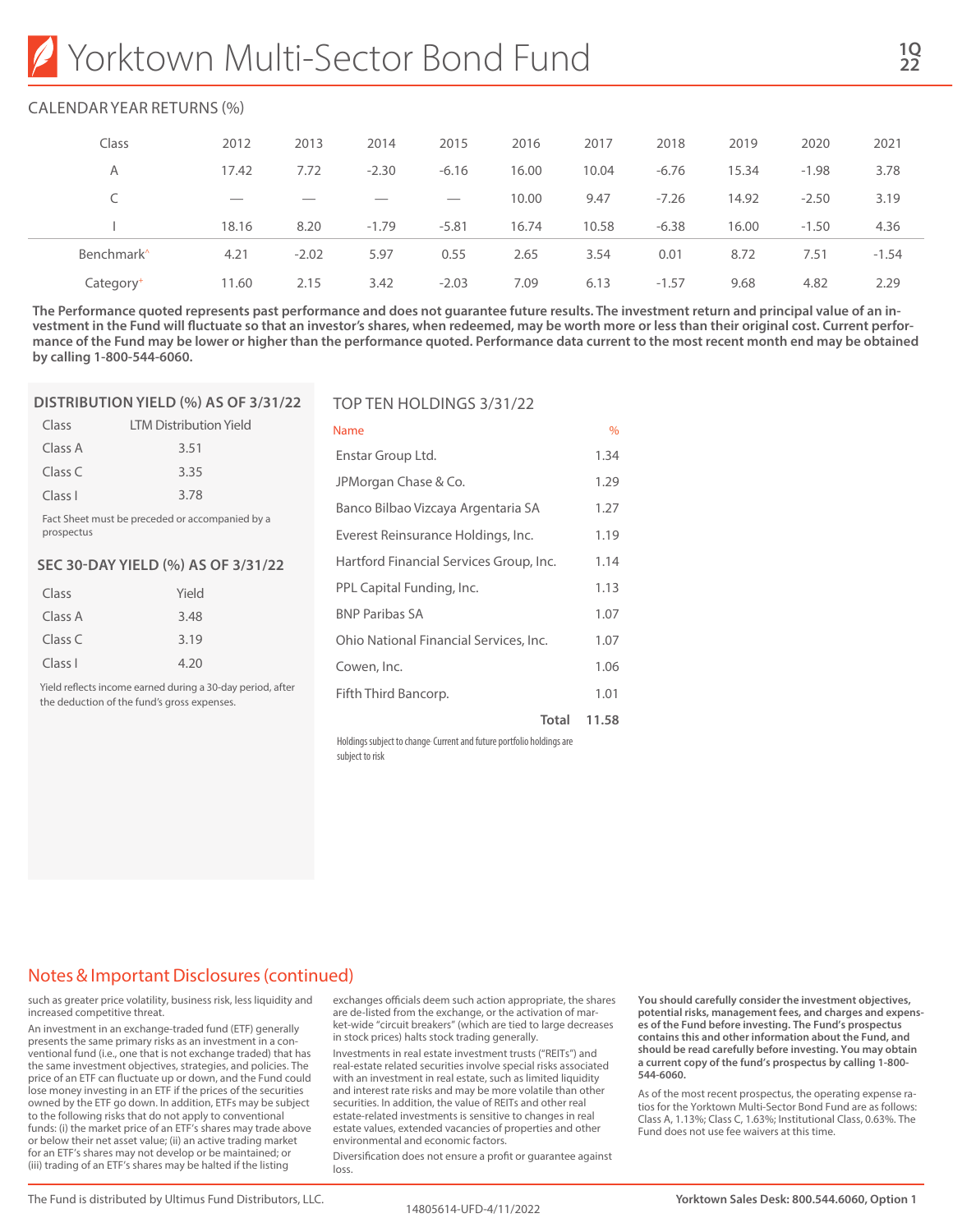# Yorktown Multi-Sector Bond Fund

## CALENDAR YEAR RETURNS (%)

| Class | 2012 | 2013 | 2014 | 2015 | 2016 | 2017 | 2018 | 2019 | 2020 | 2021 |
|---|---|---|---|---|---|---|---|---|---|---|
| A | 17.42 | 7.72 | -2.30 | -6.16 | 16.00 | 10.04 | -6.76 | 15.34 | -1.98 | 3.78 |
| C | — | — | — | — | 10.00 | 9.47 | -7.26 | 14.92 | -2.50 | 3.19 |
| I | 18.16 | 8.20 | -1.79 | -5.81 | 16.74 | 10.58 | -6.38 | 16.00 | -1.50 | 4.36 |
| Benchmark^ | 4.21 | -2.02 | 5.97 | 0.55 | 2.65 | 3.54 | 0.01 | 8.72 | 7.51 | -1.54 |
| Category+ | 11.60 | 2.15 | 3.42 | -2.03 | 7.09 | 6.13 | -1.57 | 9.68 | 4.82 | 2.29 |

**The Performance quoted represents past performance and does not guarantee future results. The investment return and principal value of an investment in the Fund will fluctuate so that an investor's shares, when redeemed, may be worth more or less than their original cost. Current performance of the Fund may be lower or higher than the performance quoted. Performance data current to the most recent month end may be obtained by calling 1-800-544-6060.**

### DISTRIBUTION YIELD (%) AS OF 3/31/22

| Class | LTM Distribution Yield |
|---|---|
| Class A | 3.51 |
| Class C | 3.35 |
| Class I | 3.78 |

Fact Sheet must be preceded or accompanied by a prospectus

### SEC 30-DAY YIELD (%) AS OF 3/31/22

| Class | Yield |
|---|---|
| Class A | 3.48 |
| Class C | 3.19 |
| Class I | 4.20 |

Yield reflects income earned during a 30-day period, after the deduction of the fund's gross expenses.

### TOP TEN HOLDINGS 3/31/22

| Name | % |
|---|---|
| Enstar Group Ltd. | 1.34 |
| JPMorgan Chase & Co. | 1.29 |
| Banco Bilbao Vizcaya Argentaria SA | 1.27 |
| Everest Reinsurance Holdings, Inc. | 1.19 |
| Hartford Financial Services Group, Inc. | 1.14 |
| PPL Capital Funding, Inc. | 1.13 |
| BNP Paribas SA | 1.07 |
| Ohio National Financial Services, Inc. | 1.07 |
| Cowen, Inc. | 1.06 |
| Fifth Third Bancorp. | 1.01 |
| **Total** | **11.58** |

Holdings subject to change· Current and future portfolio holdings are subject to risk

## Notes & Important Disclosures (continued)

such as greater price volatility, business risk, less liquidity and increased competitive threat.

An investment in an exchange-traded fund (ETF) generally presents the same primary risks as an investment in a conventional fund (i.e., one that is not exchange traded) that has the same investment objectives, strategies, and policies. The price of an ETF can fluctuate up or down, and the Fund could lose money investing in an ETF if the prices of the securities owned by the ETF go down. In addition, ETFs may be subject to the following risks that do not apply to conventional funds: (i) the market price of an ETF's shares may trade above or below their net asset value; (ii) an active trading market for an ETF's shares may not develop or be maintained; or (iii) trading of an ETF's shares may be halted if the listing exchanges officials deem such action appropriate, the shares are de-listed from the exchange, or the activation of market-wide "circuit breakers" (which are tied to large decreases in stock prices) halts stock trading generally.

Investments in real estate investment trusts ("REITs") and real-estate related securities involve special risks associated with an investment in real estate, such as limited liquidity and interest rate risks and may be more volatile than other securities. In addition, the value of REITs and other real estate-related investments is sensitive to changes in real estate values, extended vacancies of properties and other environmental and economic factors.

Diversification does not ensure a profit or guarantee against loss.

**You should carefully consider the investment objectives, potential risks, management fees, and charges and expenses of the Fund before investing. The Fund's prospectus contains this and other information about the Fund, and should be read carefully before investing. You may obtain a current copy of the fund's prospectus by calling 1-800-544-6060.**

As of the most recent prospectus, the operating expense ratios for the Yorktown Multi-Sector Bond Fund are as follows: Class A, 1.13%; Class C, 1.63%; Institutional Class, 0.63%. The Fund does not use fee waivers at this time.

The Fund is distributed by Ultimus Fund Distributors, LLC.

14805614-UFD-4/11/2022

**Yorktown Sales Desk: 800.544.6060, Option 1**